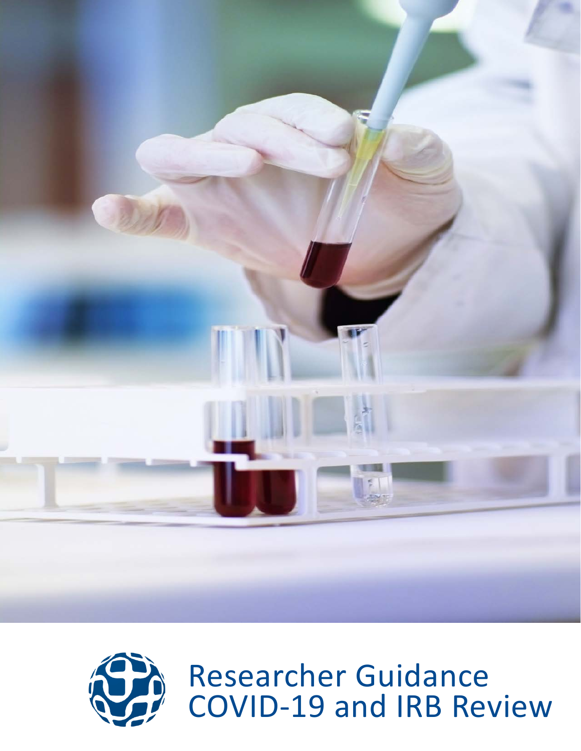# Researcher Guidance
# COVID-19 and IRB Review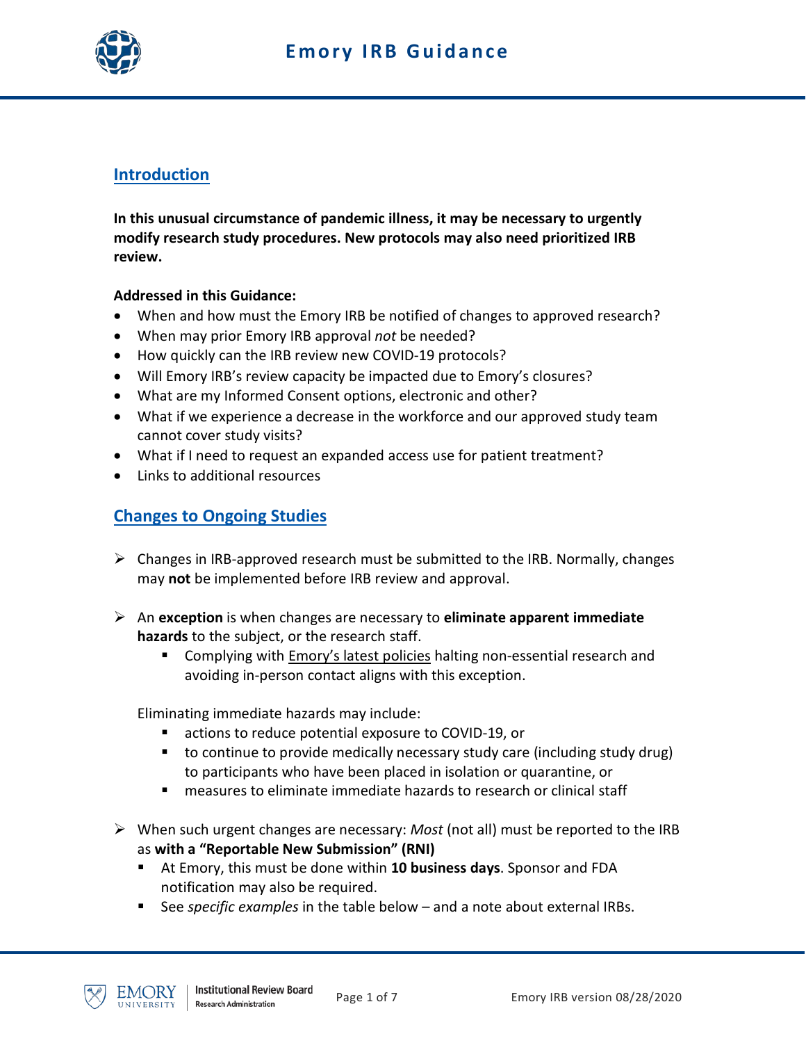# Emory IRB Guidance

## Introduction

**In this unusual circumstance of pandemic illness, it may be necessary to urgently modify research study procedures. New protocols may also need prioritized IRB review.**

**Addressed in this Guidance:**

- When and how must the Emory IRB be notified of changes to approved research?
- When may prior Emory IRB approval *not* be needed?
- How quickly can the IRB review new COVID-19 protocols?
- Will Emory IRB's review capacity be impacted due to Emory's closures?
- What are my Informed Consent options, electronic and other?
- What if we experience a decrease in the workforce and our approved study team cannot cover study visits?
- What if I need to request an expanded access use for patient treatment?
- Links to additional resources

## Changes to Ongoing Studies

- Changes in IRB-approved research must be submitted to the IRB. Normally, changes may **not** be implemented before IRB review and approval.

- An **exception** is when changes are necessary to **eliminate apparent immediate hazards** to the subject, or the research staff.
  - Complying with Emory's latest policies halting non-essential research and avoiding in-person contact aligns with this exception.

  Eliminating immediate hazards may include:
  - actions to reduce potential exposure to COVID-19, or
  - to continue to provide medically necessary study care (including study drug) to participants who have been placed in isolation or quarantine, or
  - measures to eliminate immediate hazards to research or clinical staff

- When such urgent changes are necessary: *Most* (not all) must be reported to the IRB as **with a "Reportable New Submission" (RNI)**
  - At Emory, this must be done within **10 business days**. Sponsor and FDA notification may also be required.
  - See *specific examples* in the table below – and a note about external IRBs.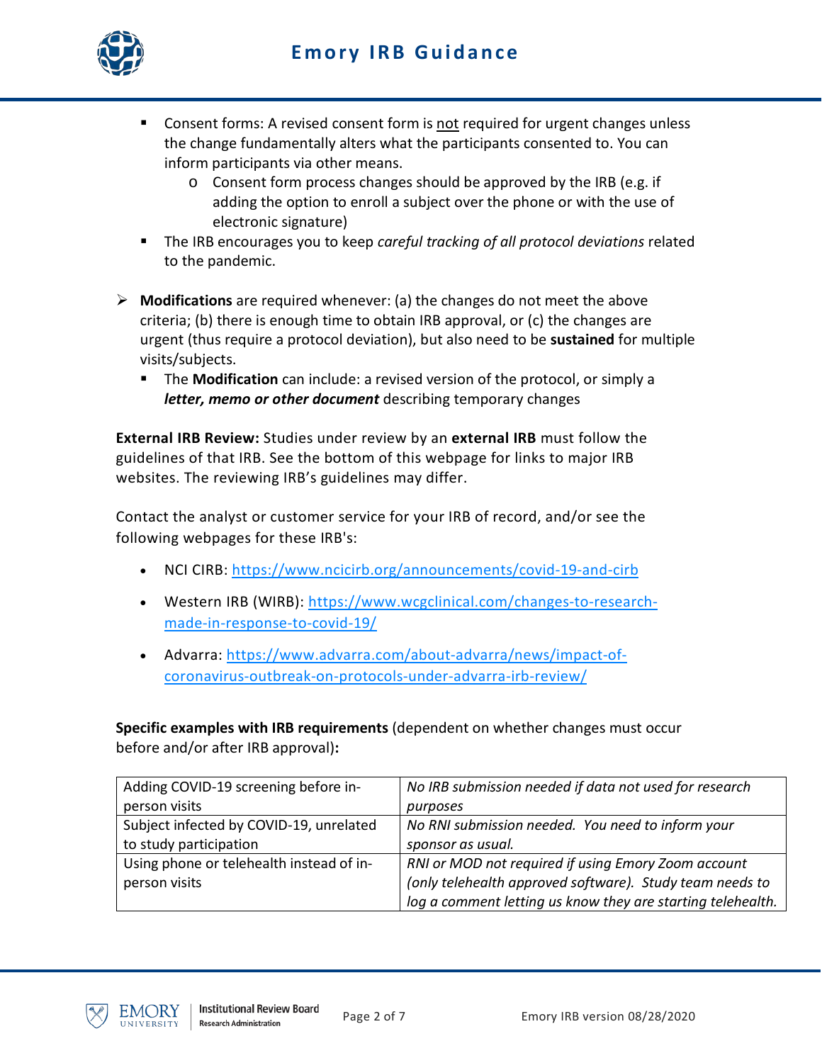- Consent forms: A revised consent form is <u>not</u> required for urgent changes unless the change fundamentally alters what the participants consented to. You can inform participants via other means.
  - Consent form process changes should be approved by the IRB (e.g. if adding the option to enroll a subject over the phone or with the use of electronic signature)
- The IRB encourages you to keep *careful tracking of all protocol deviations* related to the pandemic.

➢ **Modifications** are required whenever: (a) the changes do not meet the above criteria; (b) there is enough time to obtain IRB approval, or (c) the changes are urgent (thus require a protocol deviation), but also need to be **sustained** for multiple visits/subjects.

- The **Modification** can include: a revised version of the protocol, or simply a ***letter, memo or other document*** describing temporary changes

**External IRB Review:** Studies under review by an **external IRB** must follow the guidelines of that IRB. See the bottom of this webpage for links to major IRB websites. The reviewing IRB's guidelines may differ.

Contact the analyst or customer service for your IRB of record, and/or see the following webpages for these IRB's:

- NCI CIRB: https://www.ncicirb.org/announcements/covid-19-and-cirb
- Western IRB (WIRB): https://www.wcgclinical.com/changes-to-research-made-in-response-to-covid-19/
- Advarra: https://www.advarra.com/about-advarra/news/impact-of-coronavirus-outbreak-on-protocols-under-advarra-irb-review/

**Specific examples with IRB requirements** (dependent on whether changes must occur before and/or after IRB approval)**:**

| | |
|---|---|
| Adding COVID-19 screening before in-person visits | *No IRB submission needed if data not used for research purposes* |
| Subject infected by COVID-19, unrelated to study participation | *No RNI submission needed. You need to inform your sponsor as usual.* |
| Using phone or telehealth instead of in-person visits | *RNI or MOD not required if using Emory Zoom account (only telehealth approved software). Study team needs to log a comment letting us know they are starting telehealth.* |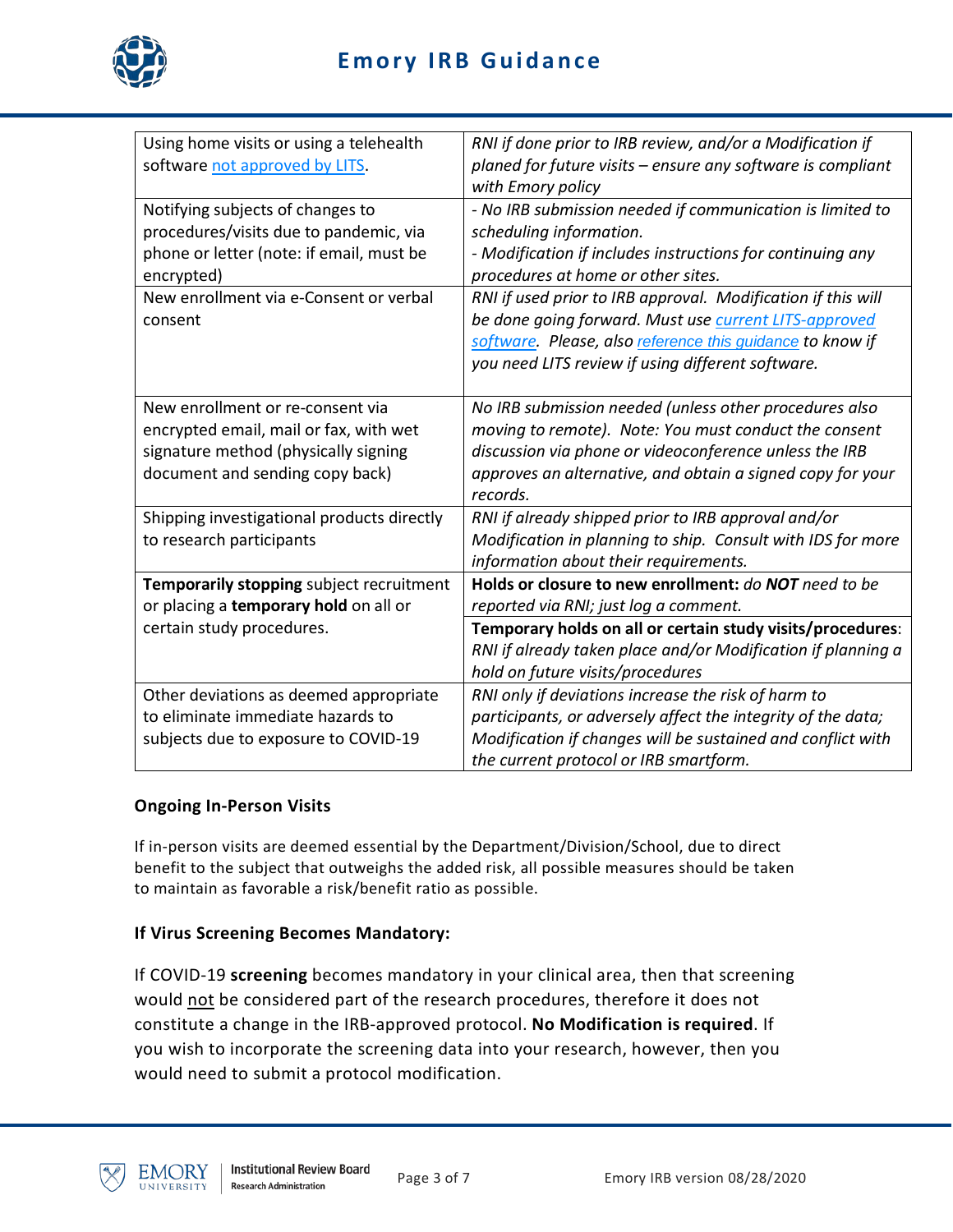| | |
|---|---|
| Using home visits or using a telehealth software [not approved by LITS](). | *RNI if done prior to IRB review, and/or a Modification if planed for future visits – ensure any software is compliant with Emory policy* |
| Notifying subjects of changes to procedures/visits due to pandemic, via phone or letter (note: if email, must be encrypted) | *- No IRB submission needed if communication is limited to scheduling information.*<br>*- Modification if includes instructions for continuing any procedures at home or other sites.* |
| New enrollment via e-Consent or verbal consent | *RNI if used prior to IRB approval. Modification if this will be done going forward. Must use [current LITS-approved software](). Please, also [reference this guidance]() to know if you need LITS review if using different software.* |
| New enrollment or re-consent via encrypted email, mail or fax, with wet signature method (physically signing document and sending copy back) | *No IRB submission needed (unless other procedures also moving to remote). Note: You must conduct the consent discussion via phone or videoconference unless the IRB approves an alternative, and obtain a signed copy for your records.* |
| Shipping investigational products directly to research participants | *RNI if already shipped prior to IRB approval and/or Modification in planning to ship. Consult with IDS for more information about their requirements.* |
| **Temporarily stopping** subject recruitment or placing a **temporary hold** on all or certain study procedures. | **Holds or closure to new enrollment:** *do **NOT** need to be reported via RNI; just log a comment.*<br>**Temporary holds on all or certain study visits/procedures**: *RNI if already taken place and/or Modification if planning a hold on future visits/procedures* |
| Other deviations as deemed appropriate to eliminate immediate hazards to subjects due to exposure to COVID-19 | *RNI only if deviations increase the risk of harm to participants, or adversely affect the integrity of the data; Modification if changes will be sustained and conflict with the current protocol or IRB smartform.* |

### Ongoing In-Person Visits

If in-person visits are deemed essential by the Department/Division/School, due to direct benefit to the subject that outweighs the added risk, all possible measures should be taken to maintain as favorable a risk/benefit ratio as possible.

### If Virus Screening Becomes Mandatory:

If COVID-19 **screening** becomes mandatory in your clinical area, then that screening would <u>not</u> be considered part of the research procedures, therefore it does not constitute a change in the IRB-approved protocol. **No Modification is required**. If you wish to incorporate the screening data into your research, however, then you would need to submit a protocol modification.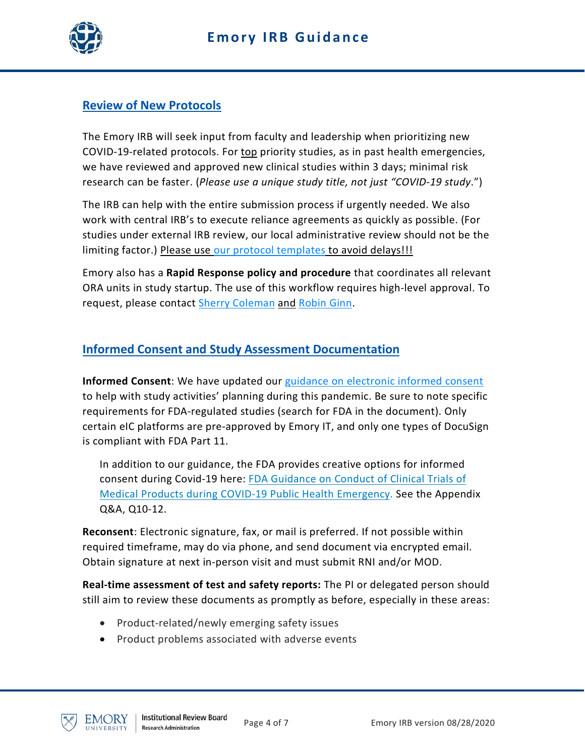## Review of New Protocols

The Emory IRB will seek input from faculty and leadership when prioritizing new COVID-19-related protocols. For top priority studies, as in past health emergencies, we have reviewed and approved new clinical studies within 3 days; minimal risk research can be faster. (*Please use a unique study title, not just "COVID-19 study*.")

The IRB can help with the entire submission process if urgently needed. We also work with central IRB's to execute reliance agreements as quickly as possible. (For studies under external IRB review, our local administrative review should not be the limiting factor.) Please use our protocol templates to avoid delays!!!

Emory also has a **Rapid Response policy and procedure** that coordinates all relevant ORA units in study startup. The use of this workflow requires high-level approval. To request, please contact Sherry Coleman and Robin Ginn.

## Informed Consent and Study Assessment Documentation

**Informed Consent**: We have updated our guidance on electronic informed consent to help with study activities' planning during this pandemic. Be sure to note specific requirements for FDA-regulated studies (search for FDA in the document). Only certain eIC platforms are pre-approved by Emory IT, and only one types of DocuSign is compliant with FDA Part 11.

> In addition to our guidance, the FDA provides creative options for informed consent during Covid-19 here: FDA Guidance on Conduct of Clinical Trials of Medical Products during COVID-19 Public Health Emergency. See the Appendix Q&A, Q10-12.

**Reconsent**: Electronic signature, fax, or mail is preferred. If not possible within required timeframe, may do via phone, and send document via encrypted email. Obtain signature at next in-person visit and must submit RNI and/or MOD.

**Real-time assessment of test and safety reports:** The PI or delegated person should still aim to review these documents as promptly as before, especially in these areas:

- Product-related/newly emerging safety issues
- Product problems associated with adverse events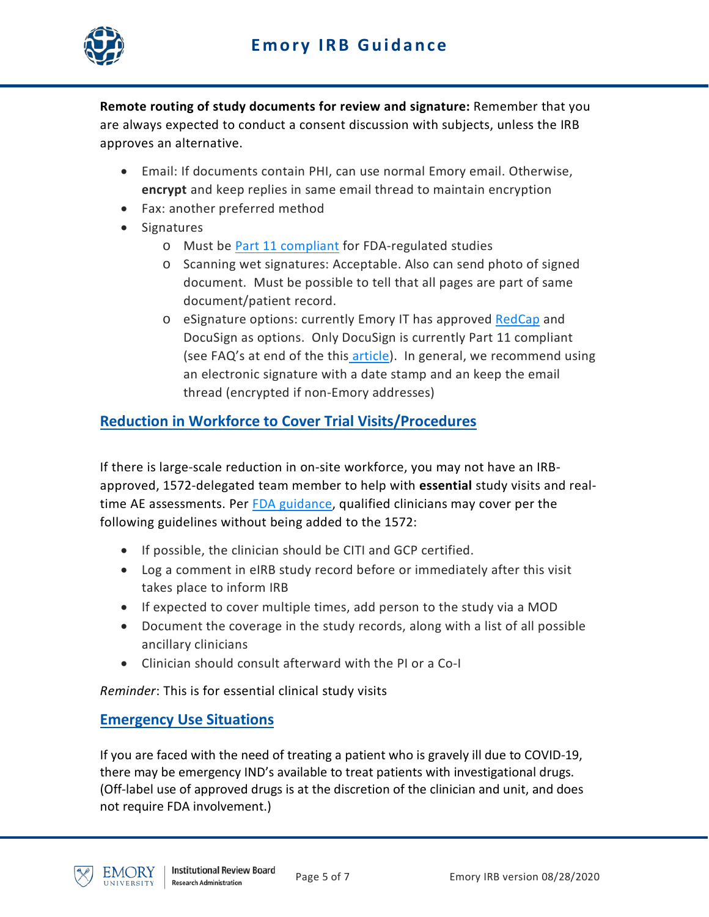**Remote routing of study documents for review and signature:** Remember that you are always expected to conduct a consent discussion with subjects, unless the IRB approves an alternative.

- Email: If documents contain PHI, can use normal Emory email. Otherwise, **encrypt** and keep replies in same email thread to maintain encryption
- Fax: another preferred method
- Signatures
  - Must be [Part 11 compliant]() for FDA-regulated studies
  - Scanning wet signatures: Acceptable. Also can send photo of signed document. Must be possible to tell that all pages are part of same document/patient record.
  - eSignature options: currently Emory IT has approved [RedCap]() and DocuSign as options. Only DocuSign is currently Part 11 compliant (see FAQ's at end of the this [article]()). In general, we recommend using an electronic signature with a date stamp and an keep the email thread (encrypted if non-Emory addresses)

## Reduction in Workforce to Cover Trial Visits/Procedures

If there is large-scale reduction in on-site workforce, you may not have an IRB-approved, 1572-delegated team member to help with **essential** study visits and real-time AE assessments. Per [FDA guidance](), qualified clinicians may cover per the following guidelines without being added to the 1572:

- If possible, the clinician should be CITI and GCP certified.
- Log a comment in eIRB study record before or immediately after this visit takes place to inform IRB
- If expected to cover multiple times, add person to the study via a MOD
- Document the coverage in the study records, along with a list of all possible ancillary clinicians
- Clinician should consult afterward with the PI or a Co-I

*Reminder*: This is for essential clinical study visits

## Emergency Use Situations

If you are faced with the need of treating a patient who is gravely ill due to COVID-19, there may be emergency IND's available to treat patients with investigational drugs. (Off-label use of approved drugs is at the discretion of the clinician and unit, and does not require FDA involvement.)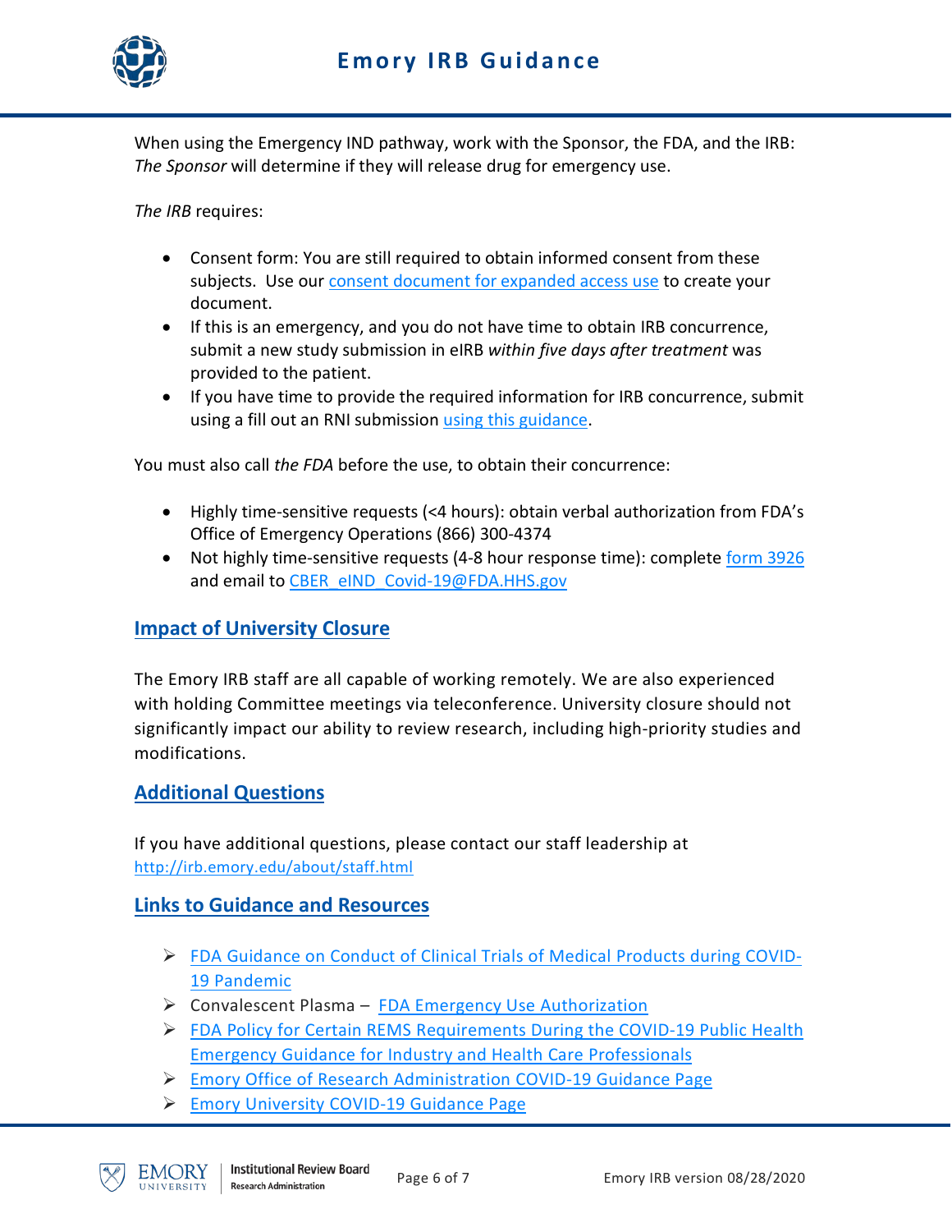When using the Emergency IND pathway, work with the Sponsor, the FDA, and the IRB: *The Sponsor* will determine if they will release drug for emergency use.

*The IRB* requires:

- Consent form: You are still required to obtain informed consent from these subjects. Use our consent document for expanded access use to create your document.
- If this is an emergency, and you do not have time to obtain IRB concurrence, submit a new study submission in eIRB *within five days after treatment* was provided to the patient.
- If you have time to provide the required information for IRB concurrence, submit using a fill out an RNI submission using this guidance.

You must also call *the FDA* before the use, to obtain their concurrence:

- Highly time-sensitive requests (<4 hours): obtain verbal authorization from FDA's Office of Emergency Operations (866) 300-4374
- Not highly time-sensitive requests (4-8 hour response time): complete form 3926 and email to CBER_eIND_Covid-19@FDA.HHS.gov

## Impact of University Closure

The Emory IRB staff are all capable of working remotely. We are also experienced with holding Committee meetings via teleconference. University closure should not significantly impact our ability to review research, including high-priority studies and modifications.

## Additional Questions

If you have additional questions, please contact our staff leadership at http://irb.emory.edu/about/staff.html

## Links to Guidance and Resources

- FDA Guidance on Conduct of Clinical Trials of Medical Products during COVID-19 Pandemic
- Convalescent Plasma – FDA Emergency Use Authorization
- FDA Policy for Certain REMS Requirements During the COVID-19 Public Health Emergency Guidance for Industry and Health Care Professionals
- Emory Office of Research Administration COVID-19 Guidance Page
- Emory University COVID-19 Guidance Page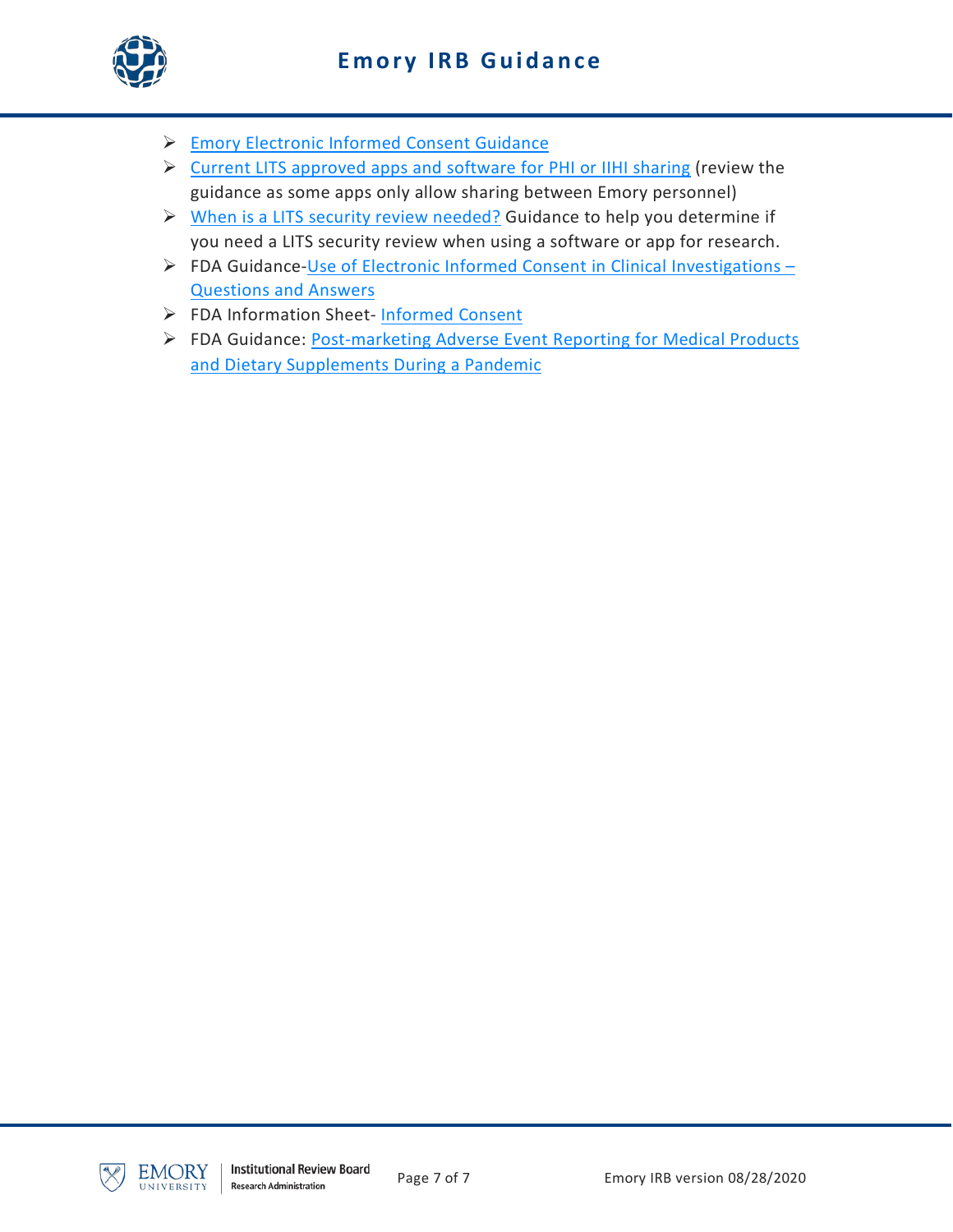- Emory Electronic Informed Consent Guidance
- Current LITS approved apps and software for PHI or IIHI sharing (review the guidance as some apps only allow sharing between Emory personnel)
- When is a LITS security review needed? Guidance to help you determine if you need a LITS security review when using a software or app for research.
- FDA Guidance-Use of Electronic Informed Consent in Clinical Investigations – Questions and Answers
- FDA Information Sheet- Informed Consent
- FDA Guidance: Post-marketing Adverse Event Reporting for Medical Products and Dietary Supplements During a Pandemic